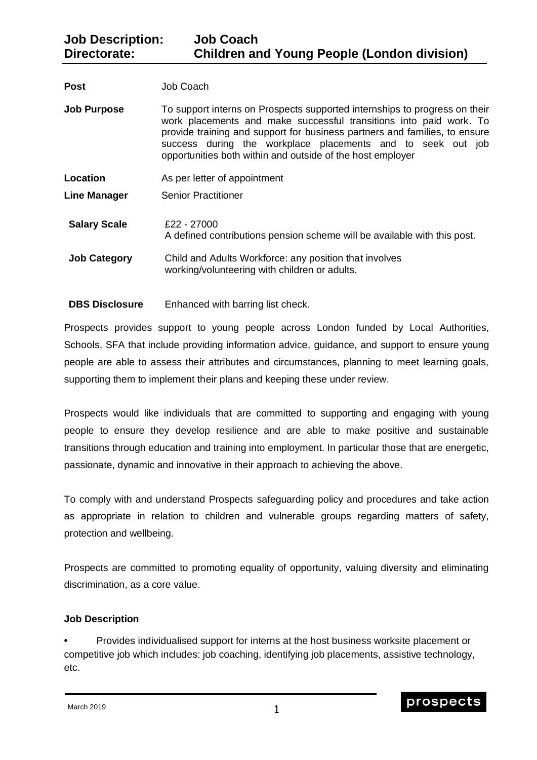# Job Description: Job Coach
## Directorate: Children and Young People (London division)

| | |
|---|---|
| **Post** | Job Coach |
| **Job Purpose** | To support interns on Prospects supported internships to progress on their work placements and make successful transitions into paid work. To provide training and support for business partners and families, to ensure success during the workplace placements and to seek out job opportunities both within and outside of the host employer |
| **Location** | As per letter of appointment |
| **Line Manager** | Senior Practitioner |
| **Salary Scale** | £22 - 27000<br>A defined contributions pension scheme will be available with this post. |
| **Job Category** | Child and Adults Workforce: any position that involves working/volunteering with children or adults. |
| **DBS Disclosure** | Enhanced with barring list check. |

Prospects provides support to young people across London funded by Local Authorities, Schools, SFA that include providing information advice, guidance, and support to ensure young people are able to assess their attributes and circumstances, planning to meet learning goals, supporting them to implement their plans and keeping these under review.

Prospects would like individuals that are committed to supporting and engaging with young people to ensure they develop resilience and are able to make positive and sustainable transitions through education and training into employment. In particular those that are energetic, passionate, dynamic and innovative in their approach to achieving the above.

To comply with and understand Prospects safeguarding policy and procedures and take action as appropriate in relation to children and vulnerable groups regarding matters of safety, protection and wellbeing.

Prospects are committed to promoting equality of opportunity, valuing diversity and eliminating discrimination, as a core value.

**Job Description**

- Provides individualised support for interns at the host business worksite placement or competitive job which includes: job coaching, identifying job placements, assistive technology, etc.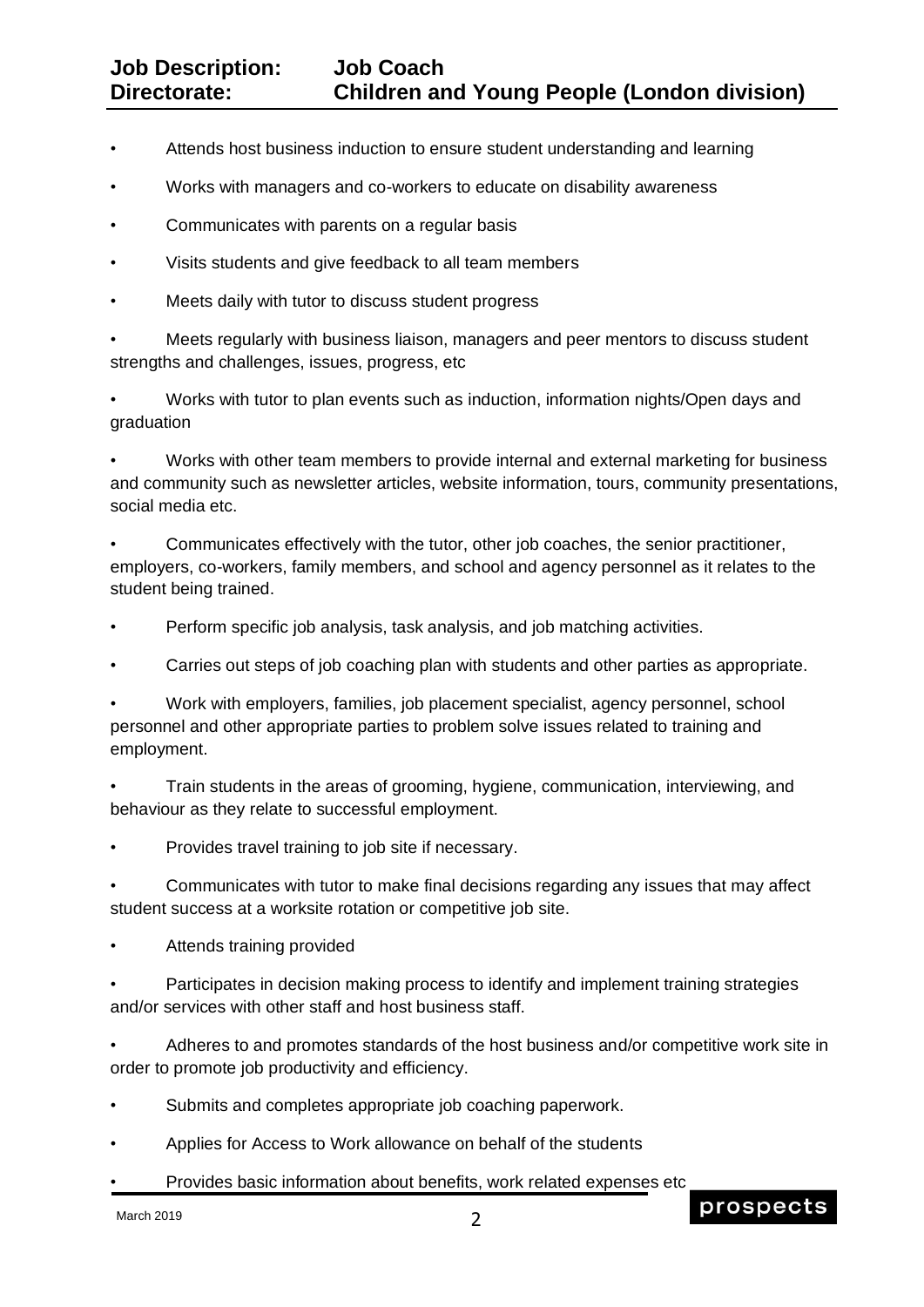- Attends host business induction to ensure student understanding and learning
- Works with managers and co-workers to educate on disability awareness
- Communicates with parents on a regular basis
- Visits students and give feedback to all team members
- Meets daily with tutor to discuss student progress
- Meets regularly with business liaison, managers and peer mentors to discuss student strengths and challenges, issues, progress, etc
- Works with tutor to plan events such as induction, information nights/Open days and graduation
- Works with other team members to provide internal and external marketing for business and community such as newsletter articles, website information, tours, community presentations, social media etc.
- Communicates effectively with the tutor, other job coaches, the senior practitioner, employers, co-workers, family members, and school and agency personnel as it relates to the student being trained.
- Perform specific job analysis, task analysis, and job matching activities.
- Carries out steps of job coaching plan with students and other parties as appropriate.
- Work with employers, families, job placement specialist, agency personnel, school personnel and other appropriate parties to problem solve issues related to training and employment.
- Train students in the areas of grooming, hygiene, communication, interviewing, and behaviour as they relate to successful employment.
- Provides travel training to job site if necessary.
- Communicates with tutor to make final decisions regarding any issues that may affect student success at a worksite rotation or competitive job site.
- Attends training provided
- Participates in decision making process to identify and implement training strategies and/or services with other staff and host business staff.
- Adheres to and promotes standards of the host business and/or competitive work site in order to promote job productivity and efficiency.
- Submits and completes appropriate job coaching paperwork.
- Applies for Access to Work allowance on behalf of the students
- Provides basic information about benefits, work related expenses etc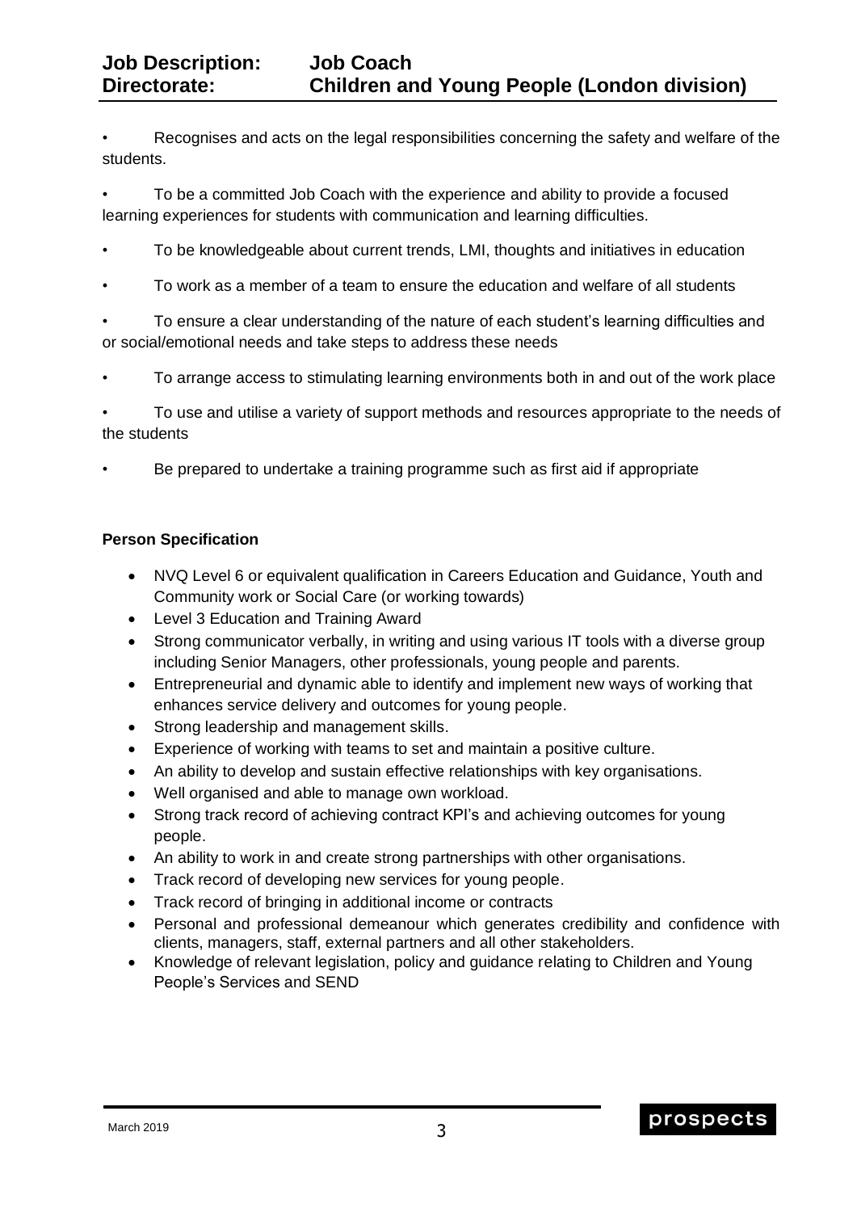- Recognises and acts on the legal responsibilities concerning the safety and welfare of the students.
- To be a committed Job Coach with the experience and ability to provide a focused learning experiences for students with communication and learning difficulties.
- To be knowledgeable about current trends, LMI, thoughts and initiatives in education
- To work as a member of a team to ensure the education and welfare of all students
- To ensure a clear understanding of the nature of each student's learning difficulties and or social/emotional needs and take steps to address these needs
- To arrange access to stimulating learning environments both in and out of the work place
- To use and utilise a variety of support methods and resources appropriate to the needs of the students
- Be prepared to undertake a training programme such as first aid if appropriate

**Person Specification**

- NVQ Level 6 or equivalent qualification in Careers Education and Guidance, Youth and Community work or Social Care (or working towards)
- Level 3 Education and Training Award
- Strong communicator verbally, in writing and using various IT tools with a diverse group including Senior Managers, other professionals, young people and parents.
- Entrepreneurial and dynamic able to identify and implement new ways of working that enhances service delivery and outcomes for young people.
- Strong leadership and management skills.
- Experience of working with teams to set and maintain a positive culture.
- An ability to develop and sustain effective relationships with key organisations.
- Well organised and able to manage own workload.
- Strong track record of achieving contract KPI's and achieving outcomes for young people.
- An ability to work in and create strong partnerships with other organisations.
- Track record of developing new services for young people.
- Track record of bringing in additional income or contracts
- Personal and professional demeanour which generates credibility and confidence with clients, managers, staff, external partners and all other stakeholders.
- Knowledge of relevant legislation, policy and guidance relating to Children and Young People's Services and SEND